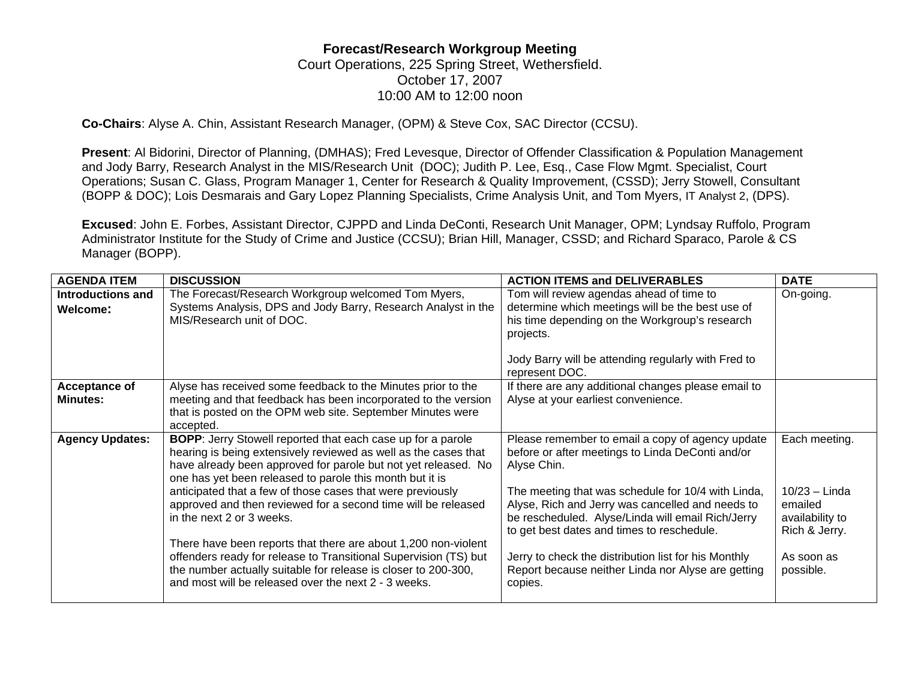# Forecast/Research Workgroup Meeting

Court Operations, 225 Spring Street, Wethersfield.
October 17, 2007
10:00 AM to 12:00 noon

**Co-Chairs**: Alyse A. Chin, Assistant Research Manager, (OPM) & Steve Cox, SAC Director (CCSU).

**Present**: Al Bidorini, Director of Planning, (DMHAS); Fred Levesque, Director of Offender Classification & Population Management and Jody Barry, Research Analyst in the MIS/Research Unit (DOC); Judith P. Lee, Esq., Case Flow Mgmt. Specialist, Court Operations; Susan C. Glass, Program Manager 1, Center for Research & Quality Improvement, (CSSD); Jerry Stowell, Consultant (BOPP & DOC); Lois Desmarais and Gary Lopez Planning Specialists, Crime Analysis Unit, and Tom Myers, IT Analyst 2, (DPS).

**Excused**: John E. Forbes, Assistant Director, CJPPD and Linda DeConti, Research Unit Manager, OPM; Lyndsay Ruffolo, Program Administrator Institute for the Study of Crime and Justice (CCSU); Brian Hill, Manager, CSSD; and Richard Sparaco, Parole & CS Manager (BOPP).

| AGENDA ITEM | DISCUSSION | ACTION ITEMS and DELIVERABLES | DATE |
|---|---|---|---|
| **Introductions and Welcome:** | The Forecast/Research Workgroup welcomed Tom Myers, Systems Analysis, DPS and Jody Barry, Research Analyst in the MIS/Research unit of DOC. | Tom will review agendas ahead of time to determine which meetings will be the best use of his time depending on the Workgroup's research projects.<br><br>Jody Barry will be attending regularly with Fred to represent DOC. | On-going. |
| **Acceptance of Minutes:** | Alyse has received some feedback to the Minutes prior to the meeting and that feedback has been incorporated to the version that is posted on the OPM web site. September Minutes were accepted. | If there are any additional changes please email to Alyse at your earliest convenience. | |
| **Agency Updates:** | **BOPP**: Jerry Stowell reported that each case up for a parole hearing is being extensively reviewed as well as the cases that have already been approved for parole but not yet released. No one has yet been released to parole this month but it is anticipated that a few of those cases that were previously approved and then reviewed for a second time will be released in the next 2 or 3 weeks.<br><br>There have been reports that there are about 1,200 non-violent offenders ready for release to Transitional Supervision (TS) but the number actually suitable for release is closer to 200-300, and most will be released over the next 2 - 3 weeks. | Please remember to email a copy of agency update before or after meetings to Linda DeConti and/or Alyse Chin.<br><br>The meeting that was schedule for 10/4 with Linda, Alyse, Rich and Jerry was cancelled and needs to be rescheduled. Alyse/Linda will email Rich/Jerry to get best dates and times to reschedule.<br><br>Jerry to check the distribution list for his Monthly Report because neither Linda nor Alyse are getting copies. | Each meeting.<br><br>10/23 – Linda emailed availability to Rich & Jerry.<br><br>As soon as possible. |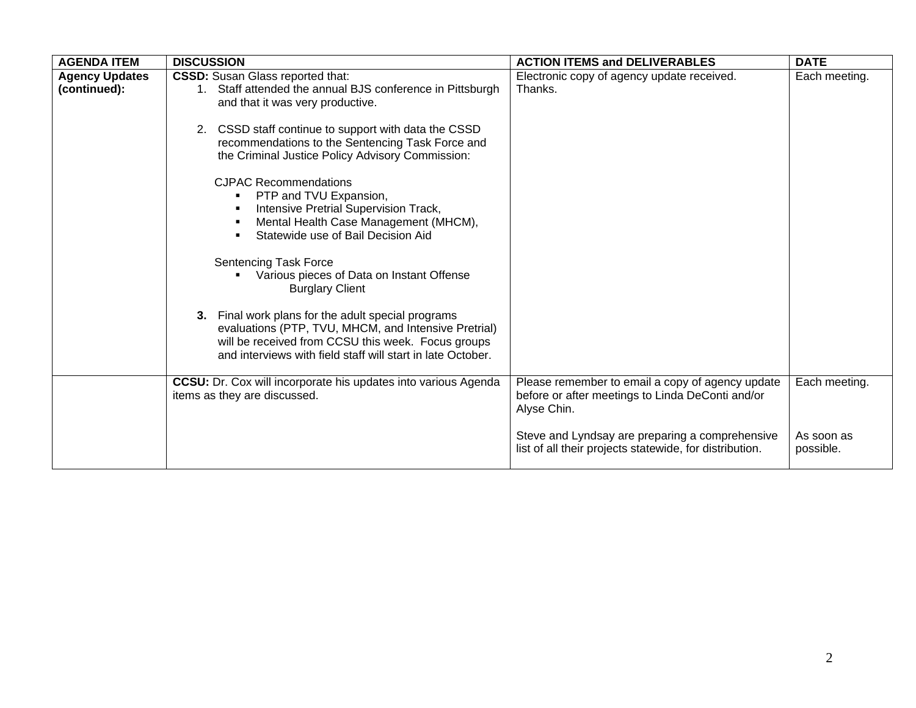| AGENDA ITEM | DISCUSSION | ACTION ITEMS and DELIVERABLES | DATE |
|---|---|---|---|
| **Agency Updates (continued):** | **CSSD:** Susan Glass reported that:<br>1. Staff attended the annual BJS conference in Pittsburgh and that it was very productive.<br><br>2. CSSD staff continue to support with data the CSSD recommendations to the Sentencing Task Force and the Criminal Justice Policy Advisory Commission:<br><br>CJPAC Recommendations<br>▪ PTP and TVU Expansion,<br>▪ Intensive Pretrial Supervision Track,<br>▪ Mental Health Case Management (MHCM),<br>▪ Statewide use of Bail Decision Aid<br><br>Sentencing Task Force<br>▪ Various pieces of Data on Instant Offense Burglary Client<br><br>**3.** Final work plans for the adult special programs evaluations (PTP, TVU, MHCM, and Intensive Pretrial) will be received from CCSU this week. Focus groups and interviews with field staff will start in late October. | Electronic copy of agency update received. Thanks. | Each meeting. |
| | **CCSU:** Dr. Cox will incorporate his updates into various Agenda items as they are discussed. | Please remember to email a copy of agency update before or after meetings to Linda DeConti and/or Alyse Chin.<br><br>Steve and Lyndsay are preparing a comprehensive list of all their projects statewide, for distribution. | Each meeting.<br><br><br>As soon as possible. |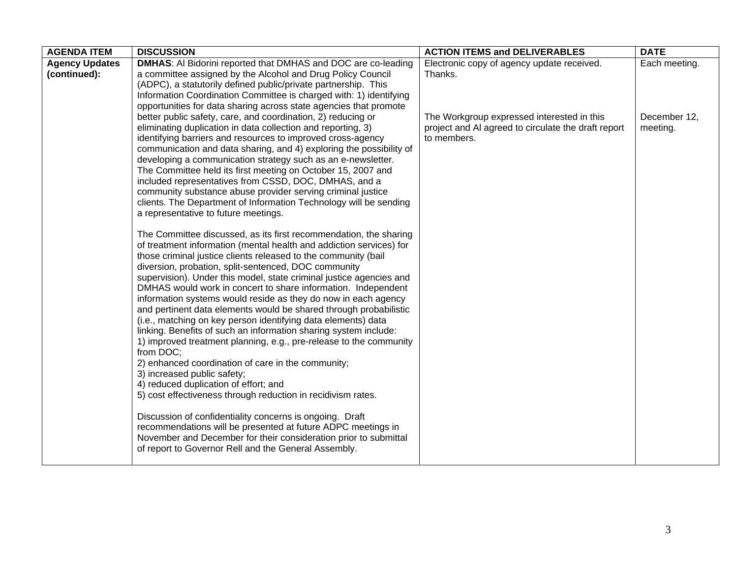| AGENDA ITEM | DISCUSSION | ACTION ITEMS and DELIVERABLES | DATE |
|---|---|---|---|
| **Agency Updates (continued):** | **DMHAS**: Al Bidorini reported that DMHAS and DOC are co-leading a committee assigned by the Alcohol and Drug Policy Council (ADPC), a statutorily defined public/private partnership. This Information Coordination Committee is charged with: 1) identifying opportunities for data sharing across state agencies that promote better public safety, care, and coordination, 2) reducing or eliminating duplication in data collection and reporting, 3) identifying barriers and resources to improved cross-agency communication and data sharing, and 4) exploring the possibility of developing a communication strategy such as an e-newsletter. The Committee held its first meeting on October 15, 2007 and included representatives from CSSD, DOC, DMHAS, and a community substance abuse provider serving criminal justice clients. The Department of Information Technology will be sending a representative to future meetings.<br><br>The Committee discussed, as its first recommendation, the sharing of treatment information (mental health and addiction services) for those criminal justice clients released to the community (bail diversion, probation, split-sentenced, DOC community supervision). Under this model, state criminal justice agencies and DMHAS would work in concert to share information. Independent information systems would reside as they do now in each agency and pertinent data elements would be shared through probabilistic (i.e., matching on key person identifying data elements) data linking. Benefits of such an information sharing system include:<br>1) improved treatment planning, e.g., pre-release to the community from DOC;<br>2) enhanced coordination of care in the community;<br>3) increased public safety;<br>4) reduced duplication of effort; and<br>5) cost effectiveness through reduction in recidivism rates.<br><br>Discussion of confidentiality concerns is ongoing. Draft recommendations will be presented at future ADPC meetings in November and December for their consideration prior to submittal of report to Governor Rell and the General Assembly. | Electronic copy of agency update received. Thanks.<br><br>The Workgroup expressed interested in this project and Al agreed to circulate the draft report to members. | Each meeting.<br><br>December 12, meeting. |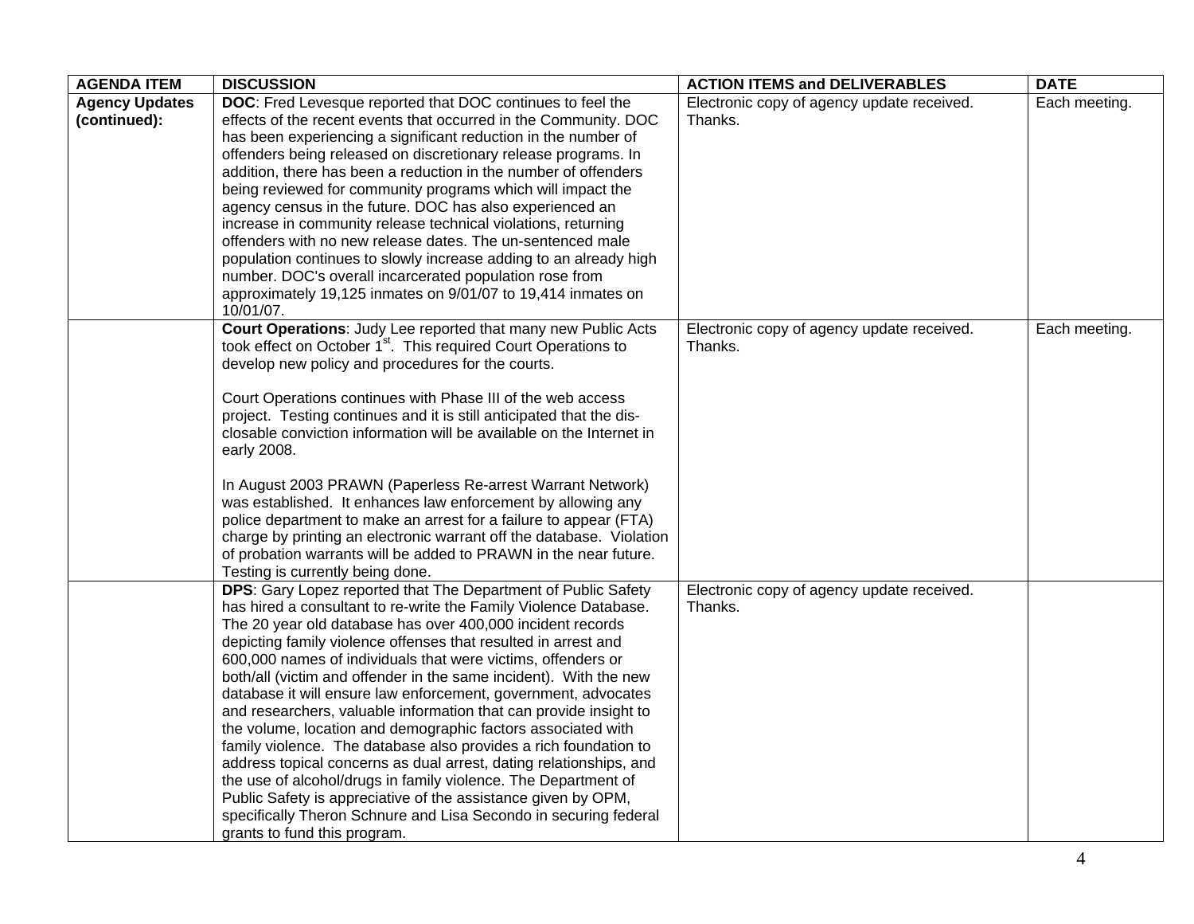| AGENDA ITEM | DISCUSSION | ACTION ITEMS and DELIVERABLES | DATE |
|---|---|---|---|
| **Agency Updates (continued):** | **DOC**: Fred Levesque reported that DOC continues to feel the effects of the recent events that occurred in the Community. DOC has been experiencing a significant reduction in the number of offenders being released on discretionary release programs. In addition, there has been a reduction in the number of offenders being reviewed for community programs which will impact the agency census in the future. DOC has also experienced an increase in community release technical violations, returning offenders with no new release dates. The un-sentenced male population continues to slowly increase adding to an already high number. DOC's overall incarcerated population rose from approximately 19,125 inmates on 9/01/07 to 19,414 inmates on 10/01/07. | Electronic copy of agency update received. Thanks. | Each meeting. |
| | **Court Operations**: Judy Lee reported that many new Public Acts took effect on October 1st. This required Court Operations to develop new policy and procedures for the courts.<br><br>Court Operations continues with Phase III of the web access project. Testing continues and it is still anticipated that the dis-closable conviction information will be available on the Internet in early 2008.<br><br>In August 2003 PRAWN (Paperless Re-arrest Warrant Network) was established. It enhances law enforcement by allowing any police department to make an arrest for a failure to appear (FTA) charge by printing an electronic warrant off the database. Violation of probation warrants will be added to PRAWN in the near future. Testing is currently being done. | Electronic copy of agency update received. Thanks. | Each meeting. |
| | **DPS**: Gary Lopez reported that The Department of Public Safety has hired a consultant to re-write the Family Violence Database. The 20 year old database has over 400,000 incident records depicting family violence offenses that resulted in arrest and 600,000 names of individuals that were victims, offenders or both/all (victim and offender in the same incident). With the new database it will ensure law enforcement, government, advocates and researchers, valuable information that can provide insight to the volume, location and demographic factors associated with family violence. The database also provides a rich foundation to address topical concerns as dual arrest, dating relationships, and the use of alcohol/drugs in family violence. The Department of Public Safety is appreciative of the assistance given by OPM, specifically Theron Schnure and Lisa Secondo in securing federal grants to fund this program. | Electronic copy of agency update received. Thanks. | |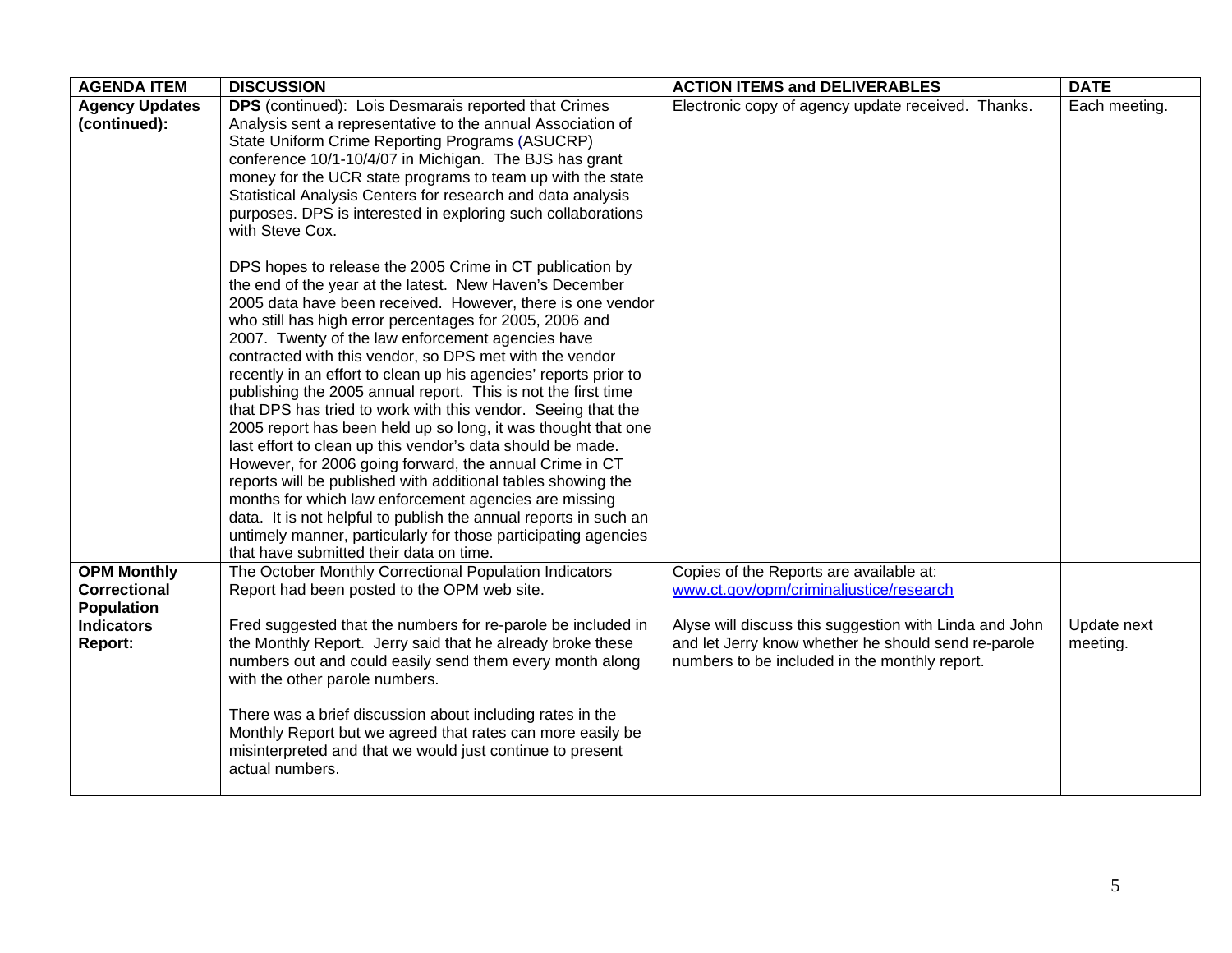| AGENDA ITEM | DISCUSSION | ACTION ITEMS and DELIVERABLES | DATE |
|---|---|---|---|
| **Agency Updates (continued):** | **DPS** (continued): Lois Desmarais reported that Crimes Analysis sent a representative to the annual Association of State Uniform Crime Reporting Programs (ASUCRP) conference 10/1-10/4/07 in Michigan. The BJS has grant money for the UCR state programs to team up with the state Statistical Analysis Centers for research and data analysis purposes. DPS is interested in exploring such collaborations with Steve Cox.<br><br>DPS hopes to release the 2005 Crime in CT publication by the end of the year at the latest. New Haven's December 2005 data have been received. However, there is one vendor who still has high error percentages for 2005, 2006 and 2007. Twenty of the law enforcement agencies have contracted with this vendor, so DPS met with the vendor recently in an effort to clean up his agencies' reports prior to publishing the 2005 annual report. This is not the first time that DPS has tried to work with this vendor. Seeing that the 2005 report has been held up so long, it was thought that one last effort to clean up this vendor's data should be made. However, for 2006 going forward, the annual Crime in CT reports will be published with additional tables showing the months for which law enforcement agencies are missing data. It is not helpful to publish the annual reports in such an untimely manner, particularly for those participating agencies that have submitted their data on time. | Electronic copy of agency update received. Thanks. | Each meeting. |
| **OPM Monthly Correctional Population Indicators Report:** | The October Monthly Correctional Population Indicators Report had been posted to the OPM web site.<br><br>Fred suggested that the numbers for re-parole be included in the Monthly Report. Jerry said that he already broke these numbers out and could easily send them every month along with the other parole numbers.<br><br>There was a brief discussion about including rates in the Monthly Report but we agreed that rates can more easily be misinterpreted and that we would just continue to present actual numbers. | Copies of the Reports are available at: www.ct.gov/opm/criminaljustice/research<br><br>Alyse will discuss this suggestion with Linda and John and let Jerry know whether he should send re-parole numbers to be included in the monthly report. | <br><br><br>Update next meeting. |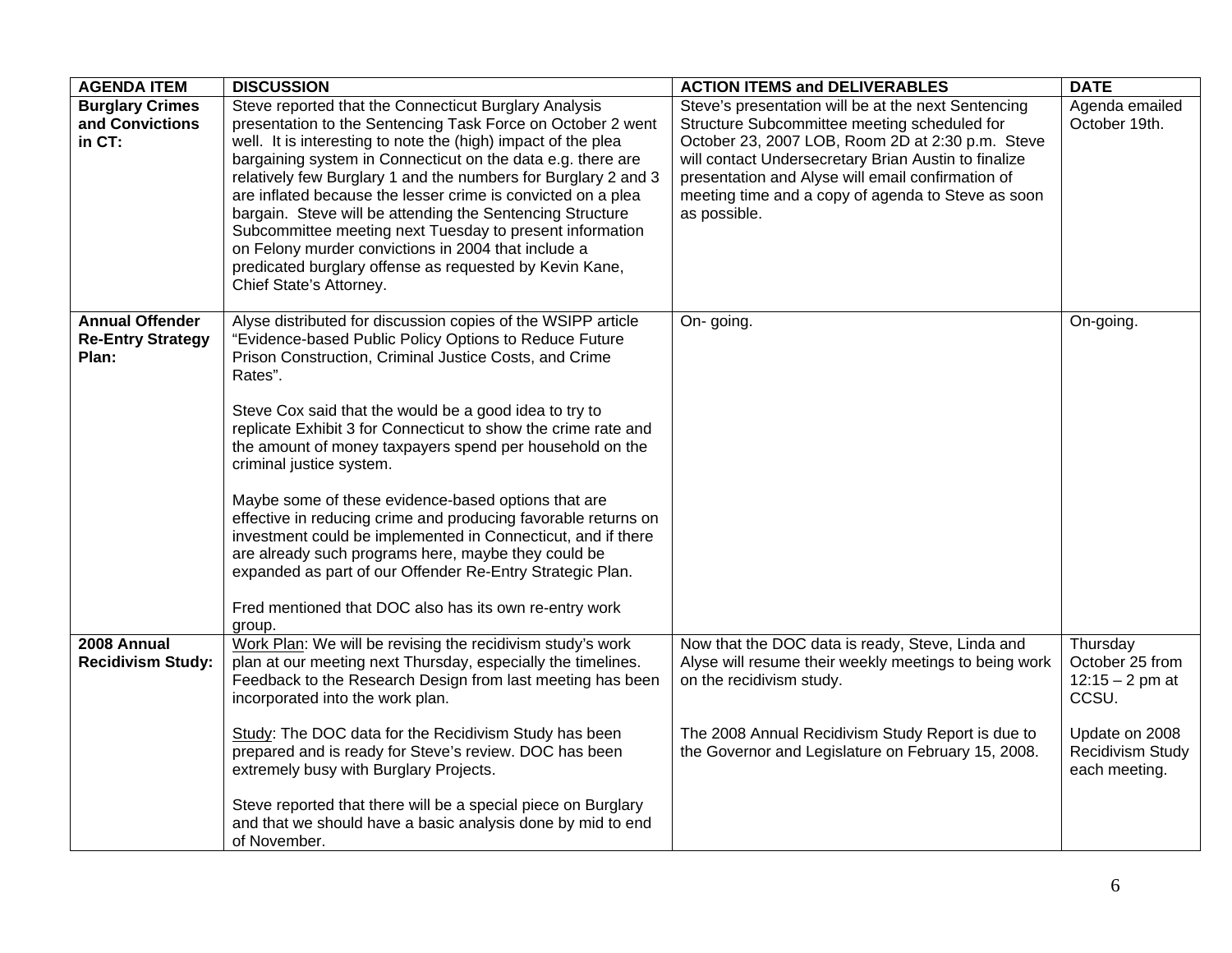| AGENDA ITEM | DISCUSSION | ACTION ITEMS and DELIVERABLES | DATE |
|---|---|---|---|
| **Burglary Crimes and Convictions in CT:** | Steve reported that the Connecticut Burglary Analysis presentation to the Sentencing Task Force on October 2 went well. It is interesting to note the (high) impact of the plea bargaining system in Connecticut on the data e.g. there are relatively few Burglary 1 and the numbers for Burglary 2 and 3 are inflated because the lesser crime is convicted on a plea bargain. Steve will be attending the Sentencing Structure Subcommittee meeting next Tuesday to present information on Felony murder convictions in 2004 that include a predicated burglary offense as requested by Kevin Kane, Chief State's Attorney. | Steve's presentation will be at the next Sentencing Structure Subcommittee meeting scheduled for October 23, 2007 LOB, Room 2D at 2:30 p.m. Steve will contact Undersecretary Brian Austin to finalize presentation and Alyse will email confirmation of meeting time and a copy of agenda to Steve as soon as possible. | Agenda emailed October 19th. |
| **Annual Offender Re-Entry Strategy Plan:** | Alyse distributed for discussion copies of the WSIPP article "Evidence-based Public Policy Options to Reduce Future Prison Construction, Criminal Justice Costs, and Crime Rates".<br><br>Steve Cox said that the would be a good idea to try to replicate Exhibit 3 for Connecticut to show the crime rate and the amount of money taxpayers spend per household on the criminal justice system.<br><br>Maybe some of these evidence-based options that are effective in reducing crime and producing favorable returns on investment could be implemented in Connecticut, and if there are already such programs here, maybe they could be expanded as part of our Offender Re-Entry Strategic Plan.<br><br>Fred mentioned that DOC also has its own re-entry work group. | On- going. | On-going. |
| **2008 Annual Recidivism Study:** | <u>Work Plan</u>: We will be revising the recidivism study's work plan at our meeting next Thursday, especially the timelines. Feedback to the Research Design from last meeting has been incorporated into the work plan.<br><br><u>Study</u>: The DOC data for the Recidivism Study has been prepared and is ready for Steve's review. DOC has been extremely busy with Burglary Projects.<br><br>Steve reported that there will be a special piece on Burglary and that we should have a basic analysis done by mid to end of November. | Now that the DOC data is ready, Steve, Linda and Alyse will resume their weekly meetings to being work on the recidivism study.<br><br>The 2008 Annual Recidivism Study Report is due to the Governor and Legislature on February 15, 2008. | Thursday October 25 from 12:15 – 2 pm at CCSU.<br><br>Update on 2008 Recidivism Study each meeting. |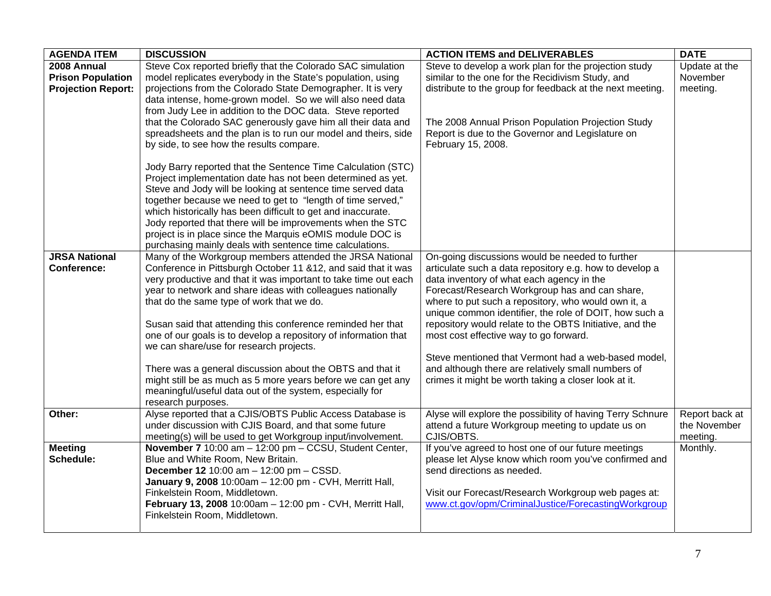| AGENDA ITEM | DISCUSSION | ACTION ITEMS and DELIVERABLES | DATE |
|---|---|---|---|
| **2008 Annual Prison Population Projection Report:** | Steve Cox reported briefly that the Colorado SAC simulation model replicates everybody in the State's population, using projections from the Colorado State Demographer. It is very data intense, home-grown model. So we will also need data from Judy Lee in addition to the DOC data. Steve reported that the Colorado SAC generously gave him all their data and spreadsheets and the plan is to run our model and theirs, side by side, to see how the results compare.<br><br>Jody Barry reported that the Sentence Time Calculation (STC) Project implementation date has not been determined as yet. Steve and Jody will be looking at sentence time served data together because we need to get to "length of time served," which historically has been difficult to get and inaccurate. Jody reported that there will be improvements when the STC project is in place since the Marquis eOMIS module DOC is purchasing mainly deals with sentence time calculations. | Steve to develop a work plan for the projection study similar to the one for the Recidivism Study, and distribute to the group for feedback at the next meeting.<br><br>The 2008 Annual Prison Population Projection Study Report is due to the Governor and Legislature on February 15, 2008. | Update at the November meeting. |
| **JRSA National Conference:** | Many of the Workgroup members attended the JRSA National Conference in Pittsburgh October 11 &12, and said that it was very productive and that it was important to take time out each year to network and share ideas with colleagues nationally that do the same type of work that we do.<br><br>Susan said that attending this conference reminded her that one of our goals is to develop a repository of information that we can share/use for research projects.<br><br>There was a general discussion about the OBTS and that it might still be as much as 5 more years before we can get any meaningful/useful data out of the system, especially for research purposes. | On-going discussions would be needed to further articulate such a data repository e.g. how to develop a data inventory of what each agency in the Forecast/Research Workgroup has and can share, where to put such a repository, who would own it, a unique common identifier, the role of DOIT, how such a repository would relate to the OBTS Initiative, and the most cost effective way to go forward.<br><br>Steve mentioned that Vermont had a web-based model, and although there are relatively small numbers of crimes it might be worth taking a closer look at it. | |
| **Other:** | Alyse reported that a CJIS/OBTS Public Access Database is under discussion with CJIS Board, and that some future meeting(s) will be used to get Workgroup input/involvement. | Alyse will explore the possibility of having Terry Schnure attend a future Workgroup meeting to update us on CJIS/OBTS. | Report back at the November meeting. |
| **Meeting Schedule:** | **November 7** 10:00 am – 12:00 pm – CCSU, Student Center, Blue and White Room, New Britain.<br>**December 12** 10:00 am – 12:00 pm – CSSD.<br>**January 9, 2008** 10:00am – 12:00 pm - CVH, Merritt Hall, Finkelstein Room, Middletown.<br>**February 13, 2008** 10:00am – 12:00 pm - CVH, Merritt Hall, Finkelstein Room, Middletown. | If you've agreed to host one of our future meetings please let Alyse know which room you've confirmed and send directions as needed.<br><br>Visit our Forecast/Research Workgroup web pages at: www.ct.gov/opm/CriminalJustice/ForecastingWorkgroup | Monthly. |